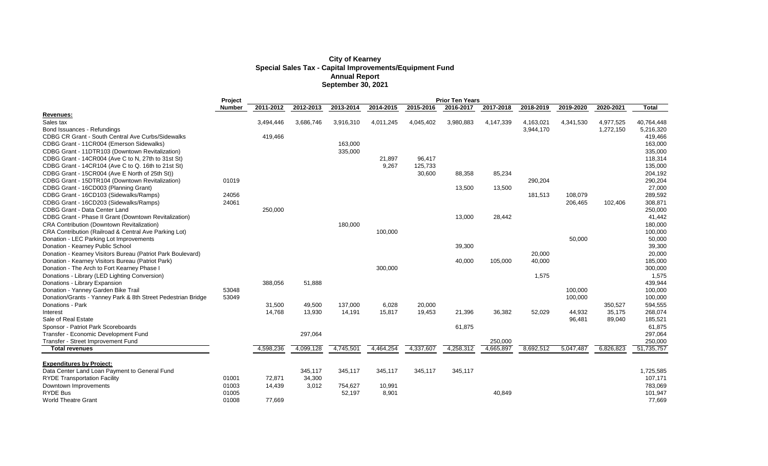# City of Kearney
## Special Sales Tax - Capital Improvements/Equipment Fund
## Annual Report
## September 30, 2021

| | Project | Prior Ten Years | | | | | | | | | | |
|---|---|---|---|---|---|---|---|---|---|---|---|---|
| | Number | 2011-2012 | 2012-2013 | 2013-2014 | 2014-2015 | 2015-2016 | 2016-2017 | 2017-2018 | 2018-2019 | 2019-2020 | 2020-2021 | Total |
| **Revenues:** | | | | | | | | | | | | |
| Sales tax | | 3,494,446 | 3,686,746 | 3,916,310 | 4,011,245 | 4,045,402 | 3,980,883 | 4,147,339 | 4,163,021 | 4,341,530 | 4,977,525 | 40,764,448 |
| Bond Issuances - Refundings | | | | | | | | | 3,944,170 | | 1,272,150 | 5,216,320 |
| CDBG CR Grant - South Central Ave Curbs/Sidewalks | | 419,466 | | | | | | | | | | 419,466 |
| CDBG Grant - 11CR004 (Emerson Sidewalks) | | | | 163,000 | | | | | | | | 163,000 |
| CDBG Grant - 11DTR103 (Downtown Revitalization) | | | | 335,000 | | | | | | | | 335,000 |
| CDBG Grant - 14CR004 (Ave C to N, 27th to 31st St) | | | | | 21,897 | 96,417 | | | | | | 118,314 |
| CDBG Grant - 14CR104 (Ave C to Q. 16th to 21st St) | | | | | 9,267 | 125,733 | | | | | | 135,000 |
| CDBG Grant - 15CR004 (Ave E North of 25th St)) | | | | | | 30,600 | 88,358 | 85,234 | | | | 204,192 |
| CDBG Grant - 15DTR104 (Downtown Revitalization) | 01019 | | | | | | | | 290,204 | | | 290,204 |
| CDBG Grant - 16CD003 (Planning Grant) | | | | | | | 13,500 | 13,500 | | | | 27,000 |
| CDBG Grant - 16CD103 (Sidewalks/Ramps) | 24056 | | | | | | | | 181,513 | 108,079 | | 289,592 |
| CDBG Grant - 16CD203 (Sidewalks/Ramps) | 24061 | | | | | | | | | 206,465 | 102,406 | 308,871 |
| CDBG Grant - Data Center Land | | 250,000 | | | | | | | | | | 250,000 |
| CDBG Grant - Phase II Grant (Downtown Revitalization) | | | | | | | 13,000 | 28,442 | | | | 41,442 |
| CRA Contribution (Downtown Revitalization) | | | | 180,000 | | | | | | | | 180,000 |
| CRA Contribution (Railroad & Central Ave Parking Lot) | | | | | 100,000 | | | | | | | 100,000 |
| Donation - LEC Parking Lot Improvements | | | | | | | | | | 50,000 | | 50,000 |
| Donation - Kearney Public School | | | | | | | 39,300 | | | | | 39,300 |
| Donation - Kearney Visitors Bureau (Patriot Park Boulevard) | | | | | | | | | 20,000 | | | 20,000 |
| Donation - Kearney Visitors Bureau (Patriot Park) | | | | | | | 40,000 | 105,000 | 40,000 | | | 185,000 |
| Donation - The Arch to Fort Kearney Phase I | | | | | 300,000 | | | | | | | 300,000 |
| Donations - Library (LED Lighting Conversion) | | | | | | | | | 1,575 | | | 1,575 |
| Donations - Library Expansion | | 388,056 | 51,888 | | | | | | | | | 439,944 |
| Donation - Yanney Garden Bike Trail | 53048 | | | | | | | | | 100,000 | | 100,000 |
| Donation/Grants - Yanney Park & 8th Street Pedestrian Bridge | 53049 | | | | | | | | | 100,000 | | 100,000 |
| Donations - Park | | 31,500 | 49,500 | 137,000 | 6,028 | 20,000 | | | | | 350,527 | 594,555 |
| Interest | | 14,768 | 13,930 | 14,191 | 15,817 | 19,453 | 21,396 | 36,382 | 52,029 | 44,932 | 35,175 | 268,074 |
| Sale of Real Estate | | | | | | | | | | 96,481 | 89,040 | 185,521 |
| Sponsor - Patriot Park Scoreboards | | | | | | | 61,875 | | | | | 61,875 |
| Transfer - Economic Development Fund | | | 297,064 | | | | | | | | | 297,064 |
| Transfer - Street Improvement Fund | | | | | | | | 250,000 | | | | 250,000 |
| **Total revenues** | | 4,598,236 | 4,099,128 | 4,745,501 | 4,464,254 | 4,337,607 | 4,258,312 | 4,665,897 | 8,692,512 | 5,047,487 | 6,826,823 | 51,735,757 |
| | | | | | | | | | | | | |
| **Expenditures by Project:** | | | | | | | | | | | | |
| Data Center Land Loan Payment to General Fund | | | 345,117 | 345,117 | 345,117 | 345,117 | 345,117 | | | | | 1,725,585 |
| RYDE Transportation Facility | 01001 | 72,871 | 34,300 | | | | | | | | | 107,171 |
| Downtown Improvements | 01003 | 14,439 | 3,012 | 754,627 | 10,991 | | | | | | | 783,069 |
| RYDE Bus | 01005 | | | 52,197 | 8,901 | | | 40,849 | | | | 101,947 |
| World Theatre Grant | 01008 | 77,669 | | | | | | | | | | 77,669 |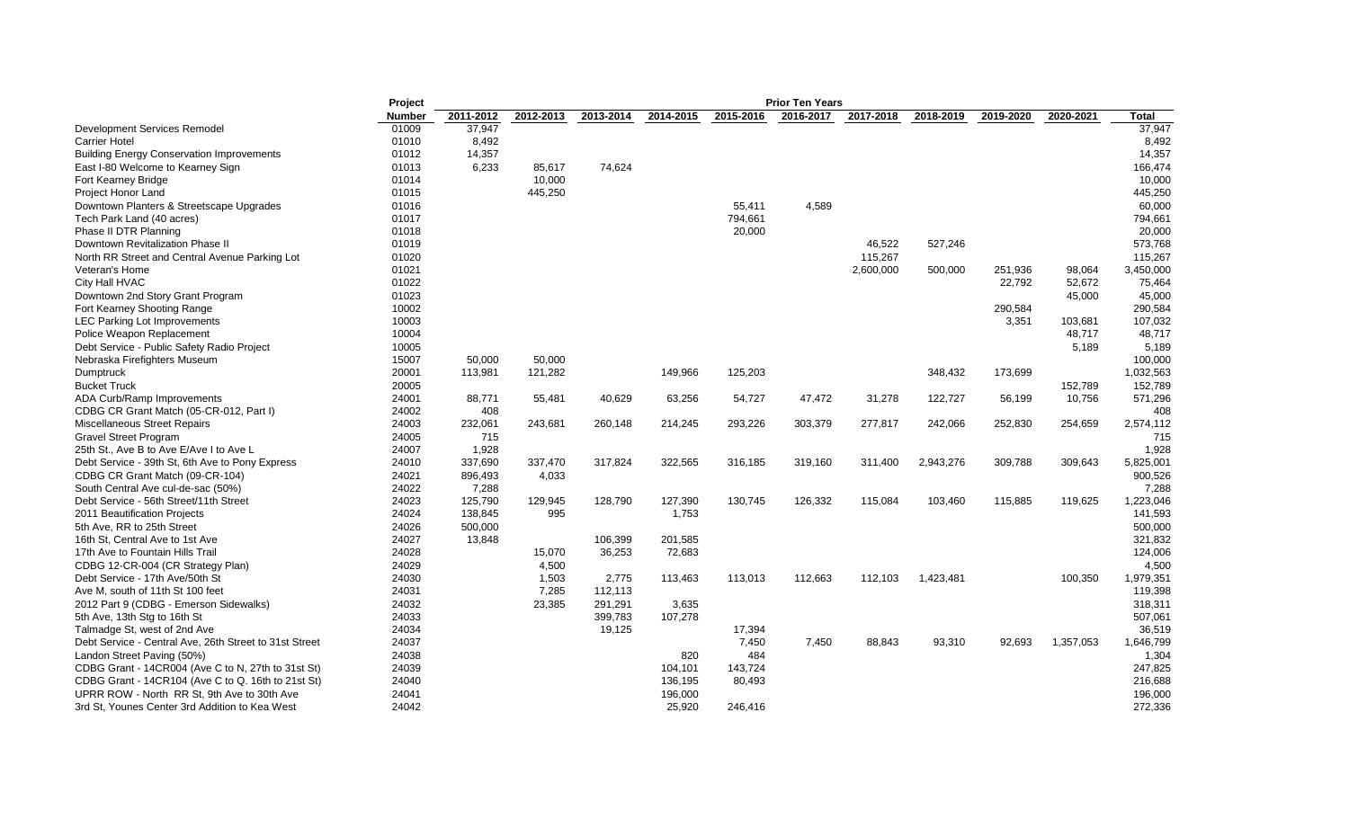| | Project | Prior Ten Years | | | | | | | | | | |
|---|---|---|---|---|---|---|---|---|---|---|---|---|
| | Number | 2011-2012 | 2012-2013 | 2013-2014 | 2014-2015 | 2015-2016 | 2016-2017 | 2017-2018 | 2018-2019 | 2019-2020 | 2020-2021 | Total |
| Development Services Remodel | 01009 | 37,947 | | | | | | | | | | 37,947 |
| Carrier Hotel | 01010 | 8,492 | | | | | | | | | | 8,492 |
| Building Energy Conservation Improvements | 01012 | 14,357 | | | | | | | | | | 14,357 |
| East I-80 Welcome to Kearney Sign | 01013 | 6,233 | 85,617 | 74,624 | | | | | | | | 166,474 |
| Fort Kearney Bridge | 01014 | | 10,000 | | | | | | | | | 10,000 |
| Project Honor Land | 01015 | | 445,250 | | | | | | | | | 445,250 |
| Downtown Planters & Streetscape Upgrades | 01016 | | | | | 55,411 | 4,589 | | | | | 60,000 |
| Tech Park Land (40 acres) | 01017 | | | | | 794,661 | | | | | | 794,661 |
| Phase II DTR Planning | 01018 | | | | | 20,000 | | | | | | 20,000 |
| Downtown Revitalization Phase II | 01019 | | | | | | | 46,522 | 527,246 | | | 573,768 |
| North RR Street and Central Avenue Parking Lot | 01020 | | | | | | | 115,267 | | | | 115,267 |
| Veteran's Home | 01021 | | | | | | | 2,600,000 | 500,000 | 251,936 | 98,064 | 3,450,000 |
| City Hall HVAC | 01022 | | | | | | | | | 22,792 | 52,672 | 75,464 |
| Downtown 2nd Story Grant Program | 01023 | | | | | | | | | | 45,000 | 45,000 |
| Fort Kearney Shooting Range | 10002 | | | | | | | | | 290,584 | | 290,584 |
| LEC Parking Lot Improvements | 10003 | | | | | | | | | 3,351 | 103,681 | 107,032 |
| Police Weapon Replacement | 10004 | | | | | | | | | | 48,717 | 48,717 |
| Debt Service - Public Safety Radio Project | 10005 | | | | | | | | | | 5,189 | 5,189 |
| Nebraska Firefighters Museum | 15007 | 50,000 | 50,000 | | | | | | | | | 100,000 |
| Dumptruck | 20001 | 113,981 | 121,282 | | 149,966 | 125,203 | | | 348,432 | 173,699 | | 1,032,563 |
| Bucket Truck | 20005 | | | | | | | | | | 152,789 | 152,789 |
| ADA Curb/Ramp Improvements | 24001 | 88,771 | 55,481 | 40,629 | 63,256 | 54,727 | 47,472 | 31,278 | 122,727 | 56,199 | 10,756 | 571,296 |
| CDBG CR Grant Match (05-CR-012, Part I) | 24002 | 408 | | | | | | | | | | 408 |
| Miscellaneous Street Repairs | 24003 | 232,061 | 243,681 | 260,148 | 214,245 | 293,226 | 303,379 | 277,817 | 242,066 | 252,830 | 254,659 | 2,574,112 |
| Gravel Street Program | 24005 | 715 | | | | | | | | | | 715 |
| 25th St., Ave B to Ave E/Ave I to Ave L | 24007 | 1,928 | | | | | | | | | | 1,928 |
| Debt Service - 39th St, 6th Ave to Pony Express | 24010 | 337,690 | 337,470 | 317,824 | 322,565 | 316,185 | 319,160 | 311,400 | 2,943,276 | 309,788 | 309,643 | 5,825,001 |
| CDBG CR Grant Match (09-CR-104) | 24021 | 896,493 | 4,033 | | | | | | | | | 900,526 |
| South Central Ave cul-de-sac (50%) | 24022 | 7,288 | | | | | | | | | | 7,288 |
| Debt Service - 56th Street/11th Street | 24023 | 125,790 | 129,945 | 128,790 | 127,390 | 130,745 | 126,332 | 115,084 | 103,460 | 115,885 | 119,625 | 1,223,046 |
| 2011 Beautification Projects | 24024 | 138,845 | 995 | | 1,753 | | | | | | | 141,593 |
| 5th Ave, RR to 25th Street | 24026 | 500,000 | | | | | | | | | | 500,000 |
| 16th St, Central Ave to 1st Ave | 24027 | 13,848 | | 106,399 | 201,585 | | | | | | | 321,832 |
| 17th Ave to Fountain Hills Trail | 24028 | | 15,070 | 36,253 | 72,683 | | | | | | | 124,006 |
| CDBG 12-CR-004 (CR Strategy Plan) | 24029 | | 4,500 | | | | | | | | | 4,500 |
| Debt Service - 17th Ave/50th St | 24030 | | 1,503 | 2,775 | 113,463 | 113,013 | 112,663 | 112,103 | 1,423,481 | | 100,350 | 1,979,351 |
| Ave M, south of 11th St 100 feet | 24031 | | 7,285 | 112,113 | | | | | | | | 119,398 |
| 2012 Part 9 (CDBG - Emerson Sidewalks) | 24032 | | 23,385 | 291,291 | 3,635 | | | | | | | 318,311 |
| 5th Ave, 13th Stg to 16th St | 24033 | | | 399,783 | 107,278 | | | | | | | 507,061 |
| Talmadge St, west of 2nd Ave | 24034 | | | 19,125 | | 17,394 | | | | | | 36,519 |
| Debt Service - Central Ave, 26th Street to 31st Street | 24037 | | | | | 7,450 | 7,450 | 88,843 | 93,310 | 92,693 | 1,357,053 | 1,646,799 |
| Landon Street Paving (50%) | 24038 | | | | 820 | 484 | | | | | | 1,304 |
| CDBG Grant - 14CR004 (Ave C to N, 27th to 31st St) | 24039 | | | | 104,101 | 143,724 | | | | | | 247,825 |
| CDBG Grant - 14CR104 (Ave C to Q. 16th to 21st St) | 24040 | | | | 136,195 | 80,493 | | | | | | 216,688 |
| UPRR ROW - North RR St, 9th Ave to 30th Ave | 24041 | | | | 196,000 | | | | | | | 196,000 |
| 3rd St, Younes Center 3rd Addition to Kea West | 24042 | | | | 25,920 | 246,416 | | | | | | 272,336 |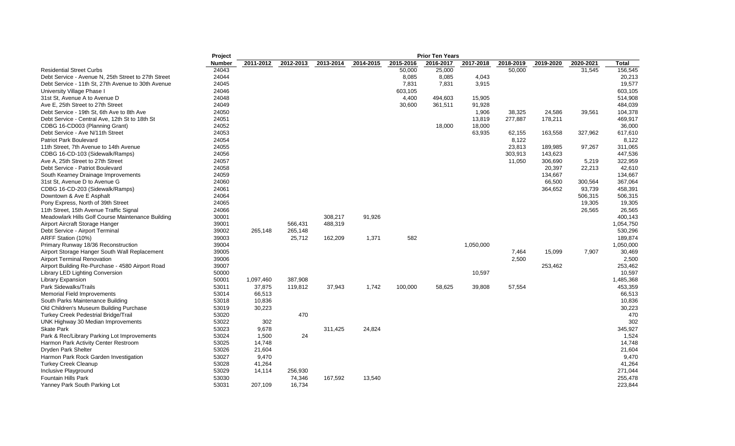| | Project | Prior Ten Years | | | | | | | | | | |
|---|---|---|---|---|---|---|---|---|---|---|---|---|
| | Number | 2011-2012 | 2012-2013 | 2013-2014 | 2014-2015 | 2015-2016 | 2016-2017 | 2017-2018 | 2018-2019 | 2019-2020 | 2020-2021 | Total |
| Residential Street Curbs | 24043 | | | | | 50,000 | 25,000 | | 50,000 | | 31,545 | 156,545 |
| Debt Service - Avenue N, 25th Street to 27th Street | 24044 | | | | | 8,085 | 8,085 | 4,043 | | | | 20,213 |
| Debt Service - 11th St, 27th Avenue to 30th Avenue | 24045 | | | | | 7,831 | 7,831 | 3,915 | | | | 19,577 |
| University Village Phase I | 24046 | | | | | 603,105 | | | | | | 603,105 |
| 31st St, Avenue A to Avenue D | 24048 | | | | | 4,400 | 494,603 | 15,905 | | | | 514,908 |
| Ave E, 25th Street to 27th Street | 24049 | | | | | 30,600 | 361,511 | 91,928 | | | | 484,039 |
| Debt Service - 19th St, 6th Ave to 8th Ave | 24050 | | | | | | | 1,906 | 38,325 | 24,586 | 39,561 | 104,378 |
| Debt Service - Central Ave, 12th St to 18th St | 24051 | | | | | | | 13,819 | 277,887 | 178,211 | | 469,917 |
| CDBG 16-CD003 (Planning Grant) | 24052 | | | | | | 18,000 | 18,000 | | | | 36,000 |
| Debt Service - Ave N/11th Street | 24053 | | | | | | | 63,935 | 62,155 | 163,558 | 327,962 | 617,610 |
| Patriot Park Boulevard | 24054 | | | | | | | | 8,122 | | | 8,122 |
| 11th Street, 7th Avenue to 14th Avenue | 24055 | | | | | | | | 23,813 | 189,985 | 97,267 | 311,065 |
| CDBG 16-CD-103 (Sidewalk/Ramps) | 24056 | | | | | | | | 303,913 | 143,623 | | 447,536 |
| Ave A, 25th Street to 27th Street | 24057 | | | | | | | | 11,050 | 306,690 | 5,219 | 322,959 |
| Debt Service - Patriot Boulevard | 24058 | | | | | | | | | 20,397 | 22,213 | 42,610 |
| South Kearney Drainage Improvements | 24059 | | | | | | | | | 134,667 | | 134,667 |
| 31st St, Avenue D to Avenue G | 24060 | | | | | | | | | 66,500 | 300,564 | 367,064 |
| CDBG 16-CD-203 (Sidewalk/Ramps) | 24061 | | | | | | | | | 364,652 | 93,739 | 458,391 |
| Downtown & Ave E Asphalt | 24064 | | | | | | | | | | 506,315 | 506,315 |
| Pony Express, North of 39th Street | 24065 | | | | | | | | | | 19,305 | 19,305 |
| 11th Street, 15th Avenue Traffic Signal | 24066 | | | | | | | | | | 26,565 | 26,565 |
| Meadowlark Hills Golf Course Maintenance Building | 30001 | | | 308,217 | 91,926 | | | | | | | 400,143 |
| Airport Aircraft Storage Hanger | 39001 | | 566,431 | 488,319 | | | | | | | | 1,054,750 |
| Debt Service - Airport Terminal | 39002 | 265,148 | 265,148 | | | | | | | | | 530,296 |
| ARFF Station (10%) | 39003 | | 25,712 | 162,209 | 1,371 | 582 | | | | | | 189,874 |
| Primary Runway 18/36 Reconstruction | 39004 | | | | | | | 1,050,000 | | | | 1,050,000 |
| Airport Storage Hanger South Wall Replacement | 39005 | | | | | | | | 7,464 | 15,099 | 7,907 | 30,469 |
| Airport Terminal Renovation | 39006 | | | | | | | | 2,500 | | | 2,500 |
| Airport Building Re-Purchase - 4580 Airport Road | 39007 | | | | | | | | | 253,462 | | 253,462 |
| Library LED Lighting Conversion | 50000 | | | | | | | 10,597 | | | | 10,597 |
| Library Expansion | 50001 | 1,097,460 | 387,908 | | | | | | | | | 1,485,368 |
| Park Sidewalks/Trails | 53011 | 37,875 | 119,812 | 37,943 | 1,742 | 100,000 | 58,625 | 39,808 | 57,554 | | | 453,359 |
| Memorial Field Improvements | 53014 | 66,513 | | | | | | | | | | 66,513 |
| South Parks Maintenance Building | 53018 | 10,836 | | | | | | | | | | 10,836 |
| Old Children's Museum Building Purchase | 53019 | 30,223 | | | | | | | | | | 30,223 |
| Turkey Creek Pedestrian Bridge/Trail | 53020 | | 470 | | | | | | | | | 470 |
| UNK Highway 30 Median Improvements | 53022 | 302 | | | | | | | | | | 302 |
| Skate Park | 53023 | 9,678 | | 311,425 | 24,824 | | | | | | | 345,927 |
| Park & Rec/Library Parking Lot Improvements | 53024 | 1,500 | 24 | | | | | | | | | 1,524 |
| Harmon Park Activity Center Restroom | 53025 | 14,748 | | | | | | | | | | 14,748 |
| Dryden Park Shelter | 53026 | 21,604 | | | | | | | | | | 21,604 |
| Harmon Park Rock Garden Investigation | 53027 | 9,470 | | | | | | | | | | 9,470 |
| Turkey Creek Cleanup | 53028 | 41,264 | | | | | | | | | | 41,264 |
| Inclusive Playground | 53029 | 14,114 | 256,930 | | | | | | | | | 271,044 |
| Fountain Hills Park | 53030 | | 74,346 | 167,592 | 13,540 | | | | | | | 255,478 |
| Yanney Park South Parking Lot | 53031 | 207,109 | 16,734 | | | | | | | | | 223,844 |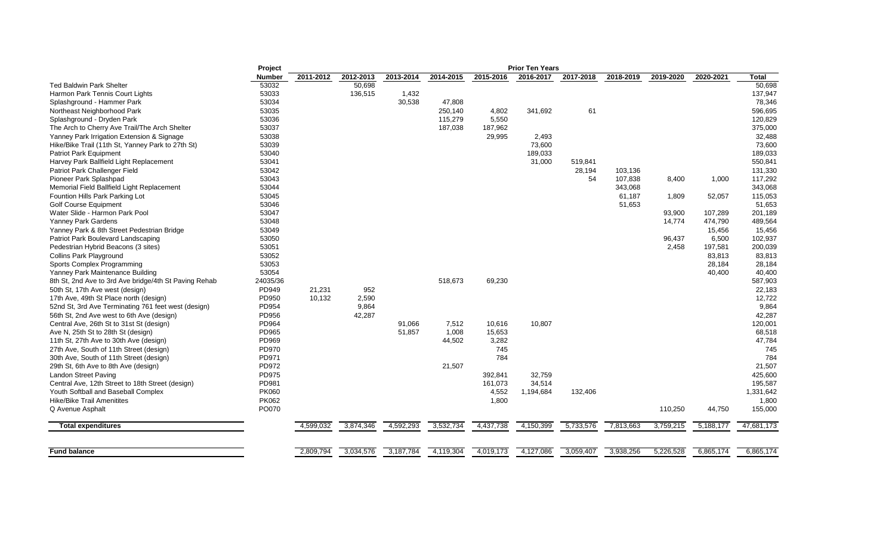| | Project | Prior Ten Years | | | | | | | | | | |
|---|---|---|---|---|---|---|---|---|---|---|---|---|
| | Number | 2011-2012 | 2012-2013 | 2013-2014 | 2014-2015 | 2015-2016 | 2016-2017 | 2017-2018 | 2018-2019 | 2019-2020 | 2020-2021 | Total |
| Ted Baldwin Park Shelter | 53032 | | 50,698 | | | | | | | | | 50,698 |
| Harmon Park Tennis Court Lights | 53033 | | 136,515 | 1,432 | | | | | | | | 137,947 |
| Splashground - Hammer Park | 53034 | | | 30,538 | 47,808 | | | | | | | 78,346 |
| Northeast Neighborhood Park | 53035 | | | | 250,140 | 4,802 | 341,692 | 61 | | | | 596,695 |
| Splashground - Dryden Park | 53036 | | | | 115,279 | 5,550 | | | | | | 120,829 |
| The Arch to Cherry Ave Trail/The Arch Shelter | 53037 | | | | 187,038 | 187,962 | | | | | | 375,000 |
| Yanney Park Irrigation Extension & Signage | 53038 | | | | | 29,995 | 2,493 | | | | | 32,488 |
| Hike/Bike Trail (11th St, Yanney Park to 27th St) | 53039 | | | | | | 73,600 | | | | | 73,600 |
| Patriot Park Equipment | 53040 | | | | | | 189,033 | | | | | 189,033 |
| Harvey Park Ballfield Light Replacement | 53041 | | | | | | 31,000 | 519,841 | | | | 550,841 |
| Patriot Park Challenger Field | 53042 | | | | | | | 28,194 | 103,136 | | | 131,330 |
| Pioneer Park Splashpad | 53043 | | | | | | | 54 | 107,838 | 8,400 | 1,000 | 117,292 |
| Memorial Field Ballfield Light Replacement | 53044 | | | | | | | | 343,068 | | | 343,068 |
| Fountion Hills Park Parking Lot | 53045 | | | | | | | | 61,187 | 1,809 | 52,057 | 115,053 |
| Golf Course Equipment | 53046 | | | | | | | | 51,653 | | | 51,653 |
| Water Slide - Harmon Park Pool | 53047 | | | | | | | | | 93,900 | 107,289 | 201,189 |
| Yanney Park Gardens | 53048 | | | | | | | | | 14,774 | 474,790 | 489,564 |
| Yanney Park & 8th Street Pedestrian Bridge | 53049 | | | | | | | | | | 15,456 | 15,456 |
| Patriot Park Boulevard Landscaping | 53050 | | | | | | | | | 96,437 | 6,500 | 102,937 |
| Pedestrian Hybrid Beacons (3 sites) | 53051 | | | | | | | | | 2,458 | 197,581 | 200,039 |
| Collins Park Playground | 53052 | | | | | | | | | | 83,813 | 83,813 |
| Sports Complex Programming | 53053 | | | | | | | | | | 28,184 | 28,184 |
| Yanney Park Maintenance Building | 53054 | | | | | | | | | | 40,400 | 40,400 |
| 8th St, 2nd Ave to 3rd Ave bridge/4th St Paving Rehab | 24035/36 | | | | 518,673 | 69,230 | | | | | | 587,903 |
| 50th St, 17th Ave west (design) | PD949 | 21,231 | 952 | | | | | | | | | 22,183 |
| 17th Ave, 49th St Place north (design) | PD950 | 10,132 | 2,590 | | | | | | | | | 12,722 |
| 52nd St, 3rd Ave Terminating 761 feet west (design) | PD954 | | 9,864 | | | | | | | | | 9,864 |
| 56th St, 2nd Ave west to 6th Ave (design) | PD956 | | 42,287 | | | | | | | | | 42,287 |
| Central Ave, 26th St to 31st St (design) | PD964 | | | 91,066 | 7,512 | 10,616 | 10,807 | | | | | 120,001 |
| Ave N, 25th St to 28th St (design) | PD965 | | | 51,857 | 1,008 | 15,653 | | | | | | 68,518 |
| 11th St, 27th Ave to 30th Ave (design) | PD969 | | | | 44,502 | 3,282 | | | | | | 47,784 |
| 27th Ave, South of 11th Street (design) | PD970 | | | | | 745 | | | | | | 745 |
| 30th Ave, South of 11th Street (design) | PD971 | | | | | 784 | | | | | | 784 |
| 29th St, 6th Ave to 8th Ave (design) | PD972 | | | | 21,507 | | | | | | | 21,507 |
| Landon Street Paving | PD975 | | | | | 392,841 | 32,759 | | | | | 425,600 |
| Central Ave, 12th Street to 18th Street (design) | PD981 | | | | | 161,073 | 34,514 | | | | | 195,587 |
| Youth Softball and Baseball Complex | PK060 | | | | | 4,552 | 1,194,684 | 132,406 | | | | 1,331,642 |
| Hike/Bike Trail Amenitites | PK062 | | | | | 1,800 | | | | | | 1,800 |
| Q Avenue Asphalt | PO070 | | | | | | | | | 110,250 | 44,750 | 155,000 |
| **Total expenditures** | | 4,599,032 | 3,874,346 | 4,592,293 | 3,532,734 | 4,437,738 | 4,150,399 | 5,733,576 | 7,813,663 | 3,759,215 | 5,188,177 | 47,681,173 |
| **Fund balance** | | 2,809,794 | 3,034,576 | 3,187,784 | 4,119,304 | 4,019,173 | 4,127,086 | 3,059,407 | 3,938,256 | 5,226,528 | 6,865,174 | 6,865,174 |